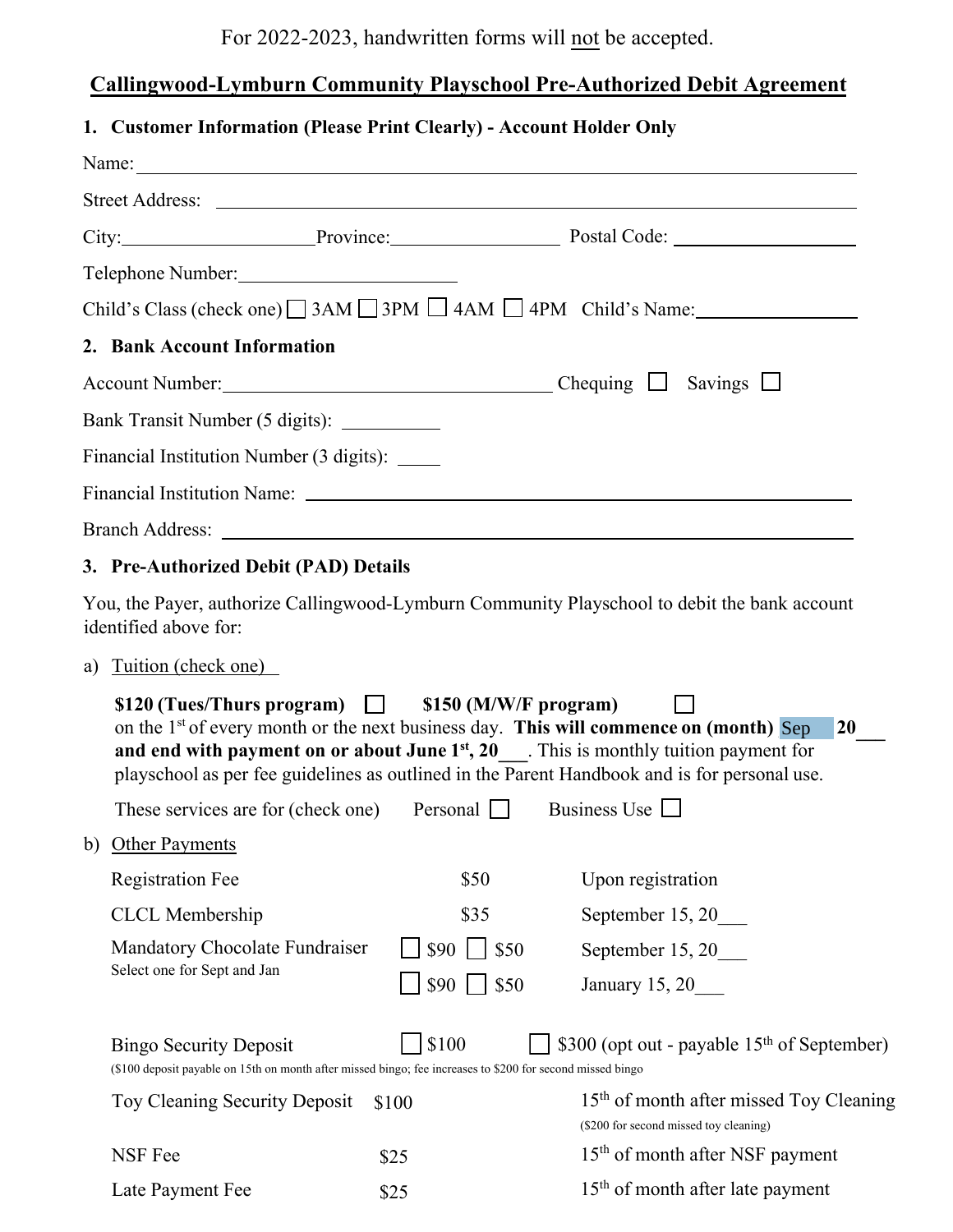For 2022-2023, handwritten forms will not be accepted.

# Callingwood-Lymburn Community Playschool Pre-Authorized Debit Agreement

## 1. Customer Information (Please Print Clearly) - Account Holder Only

Name: ____________________________________________

Street Address: ____________________________________________

City: ____________________ Province: __________________ Postal Code: __________________

Telephone Number: ______________________

Child's Class (check one) ☐ 3AM ☐ 3PM ☐ 4AM ☐ 4PM Child's Name: ________________

## 2. Bank Account Information

Account Number: ________________________________ Chequing ☐ Savings ☐

Bank Transit Number (5 digits): __________

Financial Institution Number (3 digits): _____

Financial Institution Name: ____________________________________________

Branch Address: ____________________________________________

## 3. Pre-Authorized Debit (PAD) Details

You, the Payer, authorize Callingwood-Lymburn Community Playschool to debit the bank account identified above for:

a) Tuition (check one)

**$120 (Tues/Thurs program)** ☐ **$150 (M/W/F program)** ☐
on the 1st of every month or the next business day. **This will commence on (month)** Sep **20___ and end with payment on or about June 1st, 20___**. This is monthly tuition payment for playschool as per fee guidelines as outlined in the Parent Handbook and is for personal use.

These services are for (check one) Personal ☐ Business Use ☐

b) Other Payments

| | | |
|---|---|---|
| Registration Fee | $50 | Upon registration |
| CLCL Membership | $35 | September 15, 20___ |
| Mandatory Chocolate Fundraiser<br>Select one for Sept and Jan | ☐ $90 ☐ $50 | September 15, 20___ |
| | ☐ $90 ☐ $50 | January 15, 20___ |
| Bingo Security Deposit<br>($100 deposit payable on 15th on month after missed bingo; fee increases to $200 for second missed bingo | ☐ $100 | ☐ $300 (opt out - payable 15th of September) |
| Toy Cleaning Security Deposit | $100 | 15th of month after missed Toy Cleaning<br>($200 for second missed toy cleaning) |
| NSF Fee | $25 | 15th of month after NSF payment |
| Late Payment Fee | $25 | 15th of month after late payment |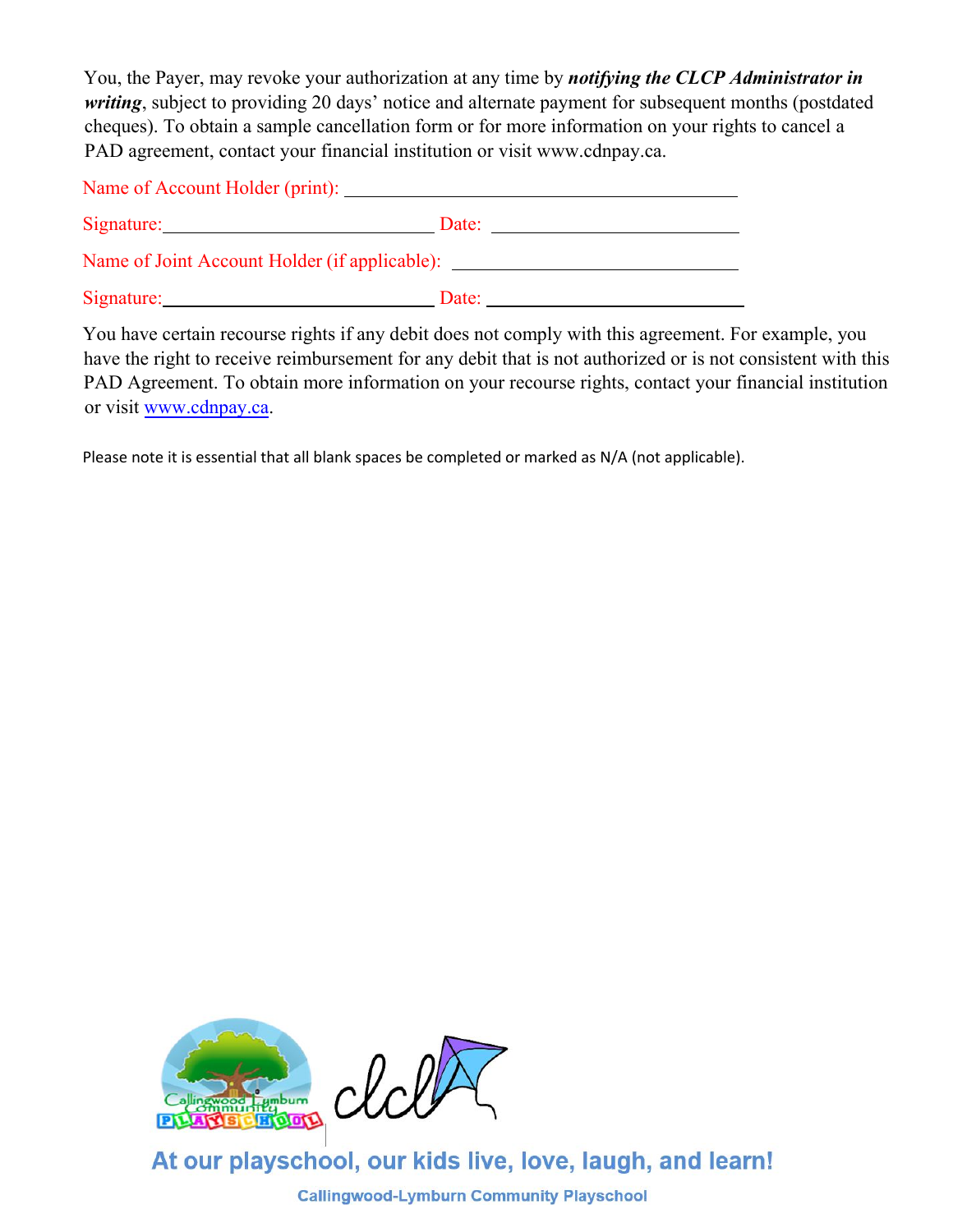You, the Payer, may revoke your authorization at any time by ***notifying the CLCP Administrator in writing***, subject to providing 20 days' notice and alternate payment for subsequent months (postdated cheques). To obtain a sample cancellation form or for more information on your rights to cancel a PAD agreement, contact your financial institution or visit www.cdnpay.ca.

Name of Account Holder (print): ________________________________________

Signature: ____________________________ Date: ___________________________

Name of Joint Account Holder (if applicable): ______________________________

Signature: ____________________________ Date: ___________________________

You have certain recourse rights if any debit does not comply with this agreement. For example, you have the right to receive reimbursement for any debit that is not authorized or is not consistent with this PAD Agreement. To obtain more information on your recourse rights, contact your financial institution or visit [www.cdnpay.ca](http://www.cdnpay.ca).

Please note it is essential that all blank spaces be completed or marked as N/A (not applicable).

At our playschool, our kids live, love, laugh, and learn!

Callingwood-Lymburn Community Playschool